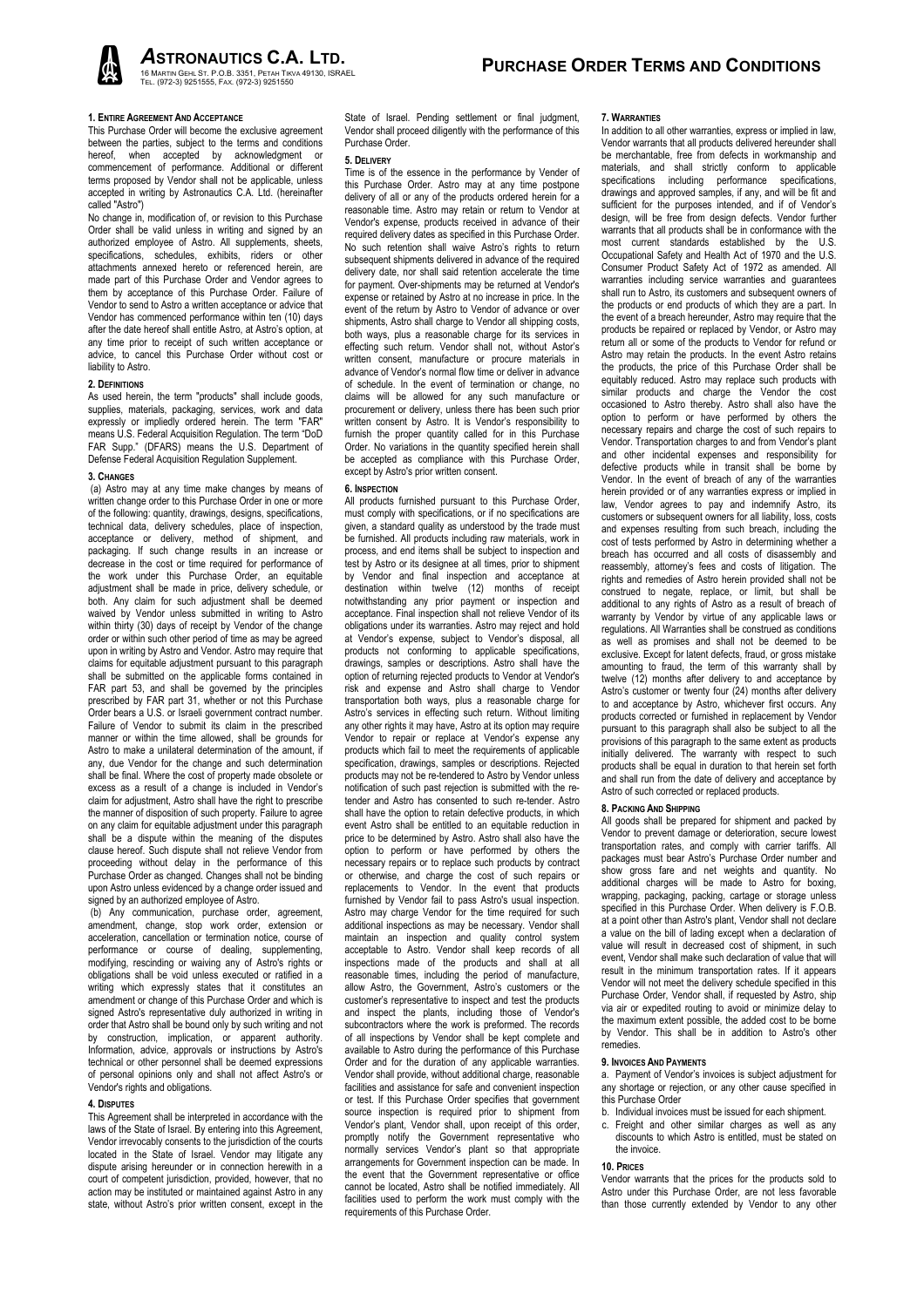# ASTRONAUTICS C.A. LTD.

16 MARTIN GEHL ST. P.O.B. 3351, PETAH TIKVA 49130, ISRAEL
TEL. (972-3) 9251555, FAX. (972-3) 9251550

# PURCHASE ORDER TERMS AND CONDITIONS

### 1. ENTIRE AGREEMENT AND ACCEPTANCE

This Purchase Order will become the exclusive agreement between the parties, subject to the terms and conditions hereof, when accepted by acknowledgment or commencement of performance. Additional or different terms proposed by Vendor shall not be applicable, unless accepted in writing by Astronautics C.A. Ltd. (hereinafter called "Astro")

No change in, modification of, or revision to this Purchase Order shall be valid unless in writing and signed by an authorized employee of Astro. All supplements, sheets, specifications, schedules, exhibits, riders or other attachments annexed hereto or referenced herein, are made part of this Purchase Order and Vendor agrees to them by acceptance of this Purchase Order. Failure of Vendor to send to Astro a written acceptance or advice that Vendor has commenced performance within ten (10) days after the date hereof shall entitle Astro, at Astro's option, at any time prior to receipt of such written acceptance or advice, to cancel this Purchase Order without cost or liability to Astro.

### 2. DEFINITIONS

As used herein, the term "products" shall include goods, supplies, materials, packaging, services, work and data expressly or impliedly ordered herein. The term "FAR" means U.S. Federal Acquisition Regulation. The term "DoD FAR Supp." (DFARS) means the U.S. Department of Defense Federal Acquisition Regulation Supplement.

### 3. CHANGES

(a) Astro may at any time make changes by means of written change order to this Purchase Order in one or more of the following: quantity, drawings, designs, specifications, technical data, delivery schedules, place of inspection, acceptance or delivery, method of shipment, and packaging. If such change results in an increase or decrease in the cost or time required for performance of the work under this Purchase Order, an equitable adjustment shall be made in price, delivery schedule, or both. Any claim for such adjustment shall be deemed waived by Vendor unless submitted in writing to Astro within thirty (30) days of receipt by Vendor of the change order or within such other period of time as may be agreed upon in writing by Astro and Vendor. Astro may require that claims for equitable adjustment pursuant to this paragraph shall be submitted on the applicable forms contained in FAR part 53, and shall be governed by the principles prescribed by FAR part 31, whether or not this Purchase Order bears a U.S. or Israeli government contract number. Failure of Vendor to submit its claim in the prescribed manner or within the time allowed, shall be grounds for Astro to make a unilateral determination of the amount, if any, due Vendor for the change and such determination shall be final. Where the cost of property made obsolete or excess as a result of a change is included in Vendor's claim for adjustment, Astro shall have the right to prescribe the manner of disposition of such property. Failure to agree on any claim for equitable adjustment under this paragraph shall be a dispute within the meaning of the disputes clause hereof. Such dispute shall not relieve Vendor from proceeding without delay in the performance of this Purchase Order as changed. Changes shall not be binding upon Astro unless evidenced by a change order issued and signed by an authorized employee of Astro.

(b) Any communication, purchase order, agreement, amendment, change, stop work order, extension or acceleration, cancellation or termination notice, course of performance or course of dealing, supplementing, modifying, rescinding or waiving any of Astro's rights or obligations shall be void unless executed or ratified in a writing which expressly states that it constitutes an amendment or change of this Purchase Order and which is signed Astro's representative duly authorized in writing in order that Astro shall be bound only by such writing and not by construction, implication, or apparent authority. Information, advice, approvals or instructions by Astro's technical or other personnel shall be deemed expressions of personal opinions only and shall not affect Astro's or Vendor's rights and obligations.

### 4. DISPUTES

This Agreement shall be interpreted in accordance with the laws of the State of Israel. By entering into this Agreement, Vendor irrevocably consents to the jurisdiction of the courts located in the State of Israel. Vendor may litigate any dispute arising hereunder or in connection herewith in a court of competent jurisdiction, provided, however, that no action may be instituted or maintained against Astro in any state, without Astro's prior written consent, except in the State of Israel. Pending settlement or final judgment, Vendor shall proceed diligently with the performance of this Purchase Order.

### 5. DELIVERY

Time is of the essence in the performance by Vender of this Purchase Order. Astro may at any time postpone delivery of all or any of the products ordered herein for a reasonable time. Astro may retain or return to Vendor at Vendor's expense, products received in advance of their required delivery dates as specified in this Purchase Order. No such retention shall waive Astro's rights to return subsequent shipments delivered in advance of the required delivery date, nor shall said retention accelerate the time for payment. Over-shipments may be returned at Vendor's expense or retained by Astro at no increase in price. In the event of the return by Astro to Vendor of advance or over shipments, Astro shall charge to Vendor all shipping costs, both ways, plus a reasonable charge for its services in effecting such return. Vendor shall not, without Astor's written consent, manufacture or procure materials in advance of Vendor's normal flow time or deliver in advance of schedule. In the event of termination or change, no claims will be allowed for any such manufacture or procurement or delivery, unless there has been such prior written consent by Astro. It is Vendor's responsibility to furnish the proper quantity called for in this Purchase Order. No variations in the quantity specified herein shall be accepted as compliance with this Purchase Order, except by Astro's prior written consent.

### 6. INSPECTION

All products furnished pursuant to this Purchase Order, must comply with specifications, or if no specifications are given, a standard quality as understood by the trade must be furnished. All products including raw materials, work in process, and end items shall be subject to inspection and test by Astro or its designee at all times, prior to shipment by Vendor and final inspection and acceptance at destination within twelve (12) months of receipt notwithstanding any prior payment or inspection and acceptance. Final inspection shall not relieve Vendor of its obligations under its warranties. Astro may reject and hold at Vendor's expense, subject to Vendor's disposal, all products not conforming to applicable specifications, drawings, samples or descriptions. Astro shall have the option of returning rejected products to Vendor at Vendor's risk and expense and Astro shall charge to Vendor transportation both ways, plus a reasonable charge for Astro's services in effecting such return. Without limiting any other rights it may have, Astro at its option may require Vendor to repair or replace at Vendor's expense any products which fail to meet the requirements of applicable specification, drawings, samples or descriptions. Rejected products may not be re-tendered to Astro by Vendor unless notification of such past rejection is submitted with the re-tender and Astro has consented to such re-tender. Astro shall have the option to retain defective products, in which event Astro shall be entitled to an equitable reduction in price to be determined by Astro. Astro shall also have the option to perform or have performed by others the necessary repairs or to replace such products by contract or otherwise, and charge the cost of such repairs or replacements to Vendor. In the event that products furnished by Vendor fail to pass Astro's usual inspection. Astro may charge Vendor for the time required for such additional inspections as may be necessary. Vendor shall maintain an inspection and quality control system acceptable to Astro. Vendor shall keep records of all inspections made of the products and shall at all reasonable times, including the period of manufacture, allow Astro, the Government, Astro's customers or the customer's representative to inspect and test the products and inspect the plants, including those of Vendor's subcontractors where the work is preformed. The records of all inspections by Vendor shall be kept complete and available to Astro during the performance of this Purchase Order and for the duration of any applicable warranties. Vendor shall provide, without additional charge, reasonable facilities and assistance for safe and convenient inspection or test. If this Purchase Order specifies that government source inspection is required prior to shipment from Vendor's plant, Vendor shall, upon receipt of this order, promptly notify the Government representative who normally services Vendor's plant so that appropriate arrangements for Government inspection can be made. In the event that the Government representative or office cannot be located, Astro shall be notified immediately. All facilities used to perform the work must comply with the requirements of this Purchase Order.

### 7. WARRANTIES

In addition to all other warranties, express or implied in law, Vendor warrants that all products delivered hereunder shall be merchantable, free from defects in workmanship and materials, and shall strictly conform to applicable specifications including performance specifications, drawings and approved samples, if any, and will be fit and sufficient for the purposes intended, and if of Vendor's design, will be free from design defects. Vendor further warrants that all products shall be in conformance with the most current standards established by the U.S. Occupational Safety and Health Act of 1970 and the U.S. Consumer Product Safety Act of 1972 as amended. All warranties including service warranties and guarantees shall run to Astro, its customers and subsequent owners of the products or end products of which they are a part. In the event of a breach hereunder, Astro may require that the products be repaired or replaced by Vendor, or Astro may return all or some of the products to Vendor for refund or Astro may retain the products. In the event Astro retains the products, the price of this Purchase Order shall be equitably reduced. Astro may replace such products with similar products and charge the Vendor the cost occasioned to Astro thereby. Astro shall also have the option to perform or have performed by others the necessary repairs and charge the cost of such repairs to Vendor. Transportation charges to and from Vendor's plant and other incidental expenses and responsibility for defective products while in transit shall be borne by Vendor. In the event of breach of any of the warranties herein provided or of any warranties express or implied in law, Vendor agrees to pay and indemnify Astro, its customers or subsequent owners for all liability, loss, costs and expenses resulting from such breach, including the cost of tests performed by Astro in determining whether a breach has occurred and all costs of disassembly and reassembly, attorney's fees and costs of litigation. The rights and remedies of Astro herein provided shall not be construed to negate, replace, or limit, but shall be additional to any rights of Astro as a result of breach of warranty by Vendor by virtue of any applicable laws or regulations. All Warranties shall be construed as conditions as well as promises and shall not be deemed to be exclusive. Except for latent defects, fraud, or gross mistake amounting to fraud, the term of this warranty shall by twelve (12) months after delivery to and acceptance by Astro's customer or twenty four (24) months after delivery to and acceptance by Astro, whichever first occurs. Any products corrected or furnished in replacement by Vendor pursuant to this paragraph shall also be subject to all the provisions of this paragraph to the same extent as products initially delivered. The warranty with respect to such products shall be equal in duration to that herein set forth and shall run from the date of delivery and acceptance by Astro of such corrected or replaced products.

### 8. PACKING AND SHIPPING

All goods shall be prepared for shipment and packed by Vendor to prevent damage or deterioration, secure lowest transportation rates, and comply with carrier tariffs. All packages must bear Astro's Purchase Order number and show gross fare and net weights and quantity. No additional charges will be made to Astro for boxing, wrapping, packaging, packing, cartage or storage unless specified in this Purchase Order. When delivery is F.O.B. at a point other than Astro's plant, Vendor shall not declare a value on the bill of lading except when a declaration of value will result in decreased cost of shipment, in such event, Vendor shall make such declaration of value that will result in the minimum transportation rates. If it appears Vendor will not meet the delivery schedule specified in this Purchase Order, Vendor shall, if requested by Astro, ship via air or expedited routing to avoid or minimize delay to the maximum extent possible, the added cost to be borne by Vendor. This shall be in addition to Astro's other remedies.

### 9. INVOICES AND PAYMENTS

a. Payment of Vendor's invoices is subject adjustment for any shortage or rejection, or any other cause specified in this Purchase Order

b. Individual invoices must be issued for each shipment.

c. Freight and other similar charges as well as any discounts to which Astro is entitled, must be stated on the invoice.

### 10. PRICES

Vendor warrants that the prices for the products sold to Astro under this Purchase Order, are not less favorable than those currently extended by Vendor to any other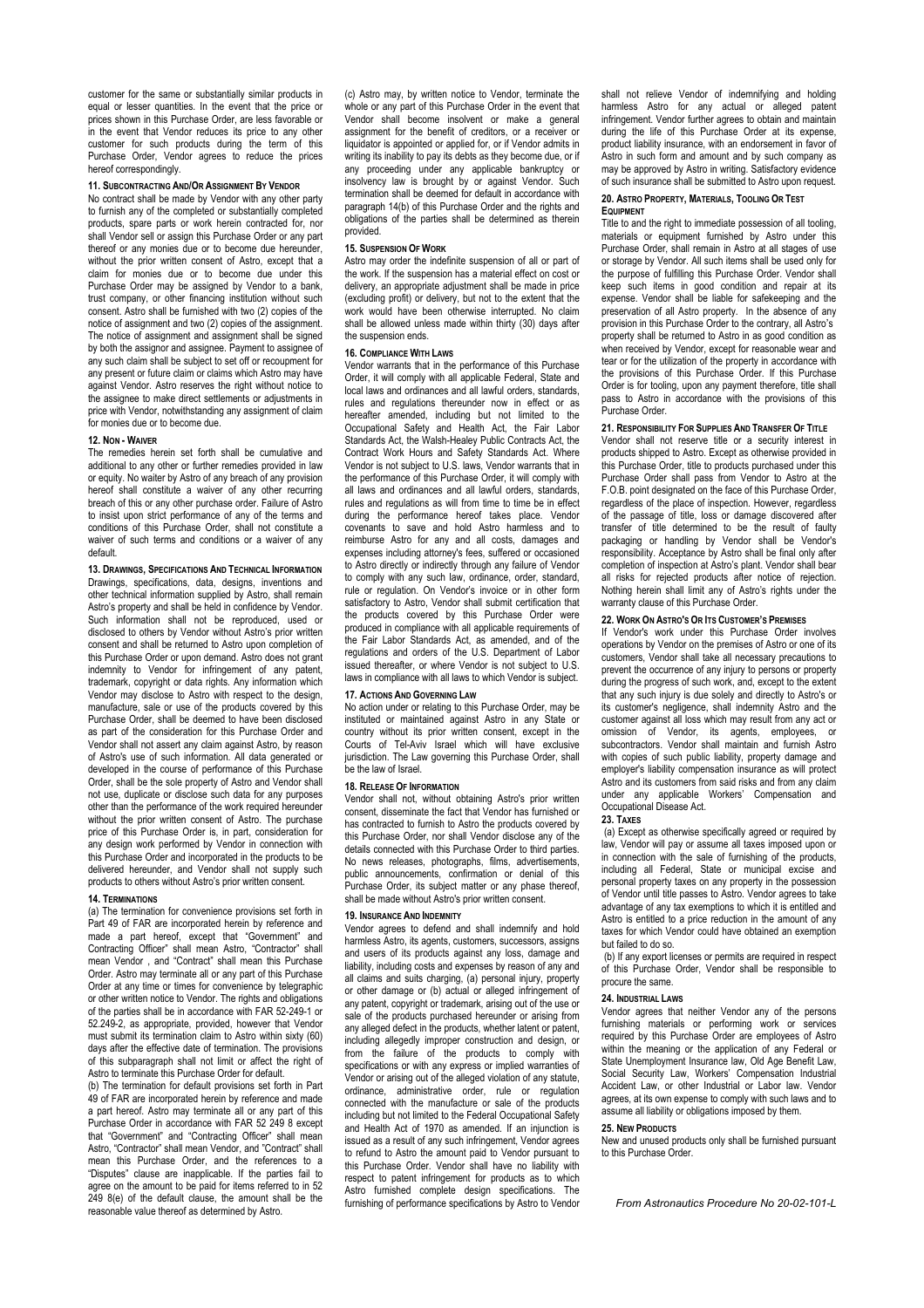customer for the same or substantially similar products in equal or lesser quantities. In the event that the price or prices shown in this Purchase Order, are less favorable or in the event that Vendor reduces its price to any other customer for such products during the term of this Purchase Order, Vendor agrees to reduce the prices hereof correspondingly.

**11. SUBCONTRACTING AND/OR ASSIGNMENT BY VENDOR**

No contract shall be made by Vendor with any other party to furnish any of the completed or substantially completed products, spare parts or work herein contracted for, nor shall Vendor sell or assign this Purchase Order or any part thereof or any monies due or to become due hereunder, without the prior written consent of Astro, except that a claim for monies due or to become due under this Purchase Order may be assigned by Vendor to a bank, trust company, or other financing institution without such consent. Astro shall be furnished with two (2) copies of the notice of assignment and two (2) copies of the assignment. The notice of assignment and assignment shall be signed by both the assignor and assignee. Payment to assignee of any such claim shall be subject to set off or recoupment for any present or future claim or claims which Astro may have against Vendor. Astro reserves the right without notice to the assignee to make direct settlements or adjustments in price with Vendor, notwithstanding any assignment of claim for monies due or to become due.

**12. NON - WAIVER**

The remedies herein set forth shall be cumulative and additional to any other or further remedies provided in law or equity. No waiter by Astro of any breach of any provision hereof shall constitute a waiver of any other recurring breach of this or any other purchase order. Failure of Astro to insist upon strict performance of any of the terms and conditions of this Purchase Order, shall not constitute a waiver of such terms and conditions or a waiver of any default.

**13. DRAWINGS, SPECIFICATIONS AND TECHNICAL INFORMATION**

Drawings, specifications, data, designs, inventions and other technical information supplied by Astro, shall remain Astro's property and shall be held in confidence by Vendor. Such information shall not be reproduced, used or disclosed to others by Vendor without Astro's prior written consent and shall be returned to Astro upon completion of this Purchase Order or upon demand. Astro does not grant indemnity to Vendor for infringement of any patent, trademark, copyright or data rights. Any information which Vendor may disclose to Astro with respect to the design, manufacture, sale or use of the products covered by this Purchase Order, shall be deemed to have been disclosed as part of the consideration for this Purchase Order and Vendor shall not assert any claim against Astro, by reason of Astro's use of such information. All data generated or developed in the course of performance of this Purchase Order, shall be the sole property of Astro and Vendor shall not use, duplicate or disclose such data for any purposes other than the performance of the work required hereunder without the prior written consent of Astro. The purchase price of this Purchase Order is, in part, consideration for any design work performed by Vendor in connection with this Purchase Order and incorporated in the products to be delivered hereunder, and Vendor shall not supply such products to others without Astro's prior written consent.

**14. TERMINATIONS**

(a) The termination for convenience provisions set forth in Part 49 of FAR are incorporated herein by reference and made a part hereof, except that "Government" and Contracting Officer" shall mean Astro, "Contractor" shall mean Vendor , and "Contract" shall mean this Purchase Order. Astro may terminate all or any part of this Purchase Order at any time or times for convenience by telegraphic or other written notice to Vendor. The rights and obligations of the parties shall be in accordance with FAR 52-249-1 or 52.249-2, as appropriate, provided, however that Vendor must submit its termination claim to Astro within sixty (60) days after the effective date of termination. The provisions of this subparagraph shall not limit or affect the right of Astro to terminate this Purchase Order for default.

(b) The termination for default provisions set forth in Part 49 of FAR are incorporated herein by reference and made a part hereof. Astro may terminate all or any part of this Purchase Order in accordance with FAR 52 249 8 except that "Government" and "Contracting Officer" shall mean Astro, "Contractor" shall mean Vendor, and "Contract" shall mean this Purchase Order, and the references to a "Disputes" clause are inapplicable. If the parties fail to agree on the amount to be paid for items referred to in 52 249 8(e) of the default clause, the amount shall be the reasonable value thereof as determined by Astro.

(c) Astro may, by written notice to Vendor, terminate the whole or any part of this Purchase Order in the event that Vendor shall become insolvent or make a general assignment for the benefit of creditors, or a receiver or liquidator is appointed or applied for, or if Vendor admits in writing its inability to pay its debts as they become due, or if any proceeding under any applicable bankruptcy or insolvency law is brought by or against Vendor. Such termination shall be deemed for default in accordance with paragraph 14(b) of this Purchase Order and the rights and obligations of the parties shall be determined as therein provided.

**15. SUSPENSION OF WORK**

Astro may order the indefinite suspension of all or part of the work. If the suspension has a material effect on cost or delivery, an appropriate adjustment shall be made in price (excluding profit) or delivery, but not to the extent that the work would have been otherwise interrupted. No claim shall be allowed unless made within thirty (30) days after the suspension ends.

**16. COMPLIANCE WITH LAWS**

Vendor warrants that in the performance of this Purchase Order, it will comply with all applicable Federal, State and local laws and ordinances and all lawful orders, standards, rules and regulations thereunder now in effect or as hereafter amended, including but not limited to the Occupational Safety and Health Act, the Fair Labor Standards Act, the Walsh-Healey Public Contracts Act, the Contract Work Hours and Safety Standards Act. Where Vendor is not subject to U.S. laws, Vendor warrants that in the performance of this Purchase Order, it will comply with all laws and ordinances and all lawful orders, standards, rules and regulations as will from time to time be in effect during the performance hereof takes place. Vendor covenants to save and hold Astro harmless and to reimburse Astro for any and all costs, damages and expenses including attorney's fees, suffered or occasioned to Astro directly or indirectly through any failure of Vendor to comply with any such law, ordinance, order, standard, rule or regulation. On Vendor's invoice or in other form satisfactory to Astro, Vendor shall submit certification that the products covered by this Purchase Order were produced in compliance with all applicable requirements of the Fair Labor Standards Act, as amended, and of the regulations and orders of the U.S. Department of Labor issued thereafter, or where Vendor is not subject to U.S. laws in compliance with all laws to which Vendor is subject.

**17. ACTIONS AND GOVERNING LAW**

No action under or relating to this Purchase Order, may be instituted or maintained against Astro in any State or country without its prior written consent, except in the Courts of Tel-Aviv Israel which will have exclusive jurisdiction. The Law governing this Purchase Order, shall be the law of Israel.

**18. RELEASE OF INFORMATION**

Vendor shall not, without obtaining Astro's prior written consent, disseminate the fact that Vendor has furnished or has contracted to furnish to Astro the products covered by this Purchase Order, nor shall Vendor disclose any of the details connected with this Purchase Order to third parties. No news releases, photographs, films, advertisements, public announcements, confirmation or denial of this Purchase Order, its subject matter or any phase thereof, shall be made without Astro's prior written consent.

**19. INSURANCE AND INDEMNITY**

Vendor agrees to defend and shall indemnify and hold harmless Astro, its agents, customers, successors, assigns and users of its products against any loss, damage and liability, including costs and expenses by reason of any and all claims and suits charging, (a) personal injury, property or other damage or (b) actual or alleged infringement of any patent, copyright or trademark, arising out of the use or sale of the products purchased hereunder or arising from any alleged defect in the products, whether latent or patent, including allegedly improper construction and design, or from the failure of the products to comply with specifications or with any express or implied warranties of Vendor or arising out of the alleged violation of any statute, ordinance, administrative order, rule or regulation connected with the manufacture or sale of the products including but not limited to the Federal Occupational Safety and Health Act of 1970 as amended. If an injunction is issued as a result of any such infringement, Vendor agrees to refund to Astro the amount paid to Vendor pursuant to this Purchase Order. Vendor shall have no liability with respect to patent infringement for products as to which Astro furnished complete design specifications. The furnishing of performance specifications by Astro to Vendor shall not relieve Vendor of indemnifying and holding harmless Astro for any actual or alleged patent infringement. Vendor further agrees to obtain and maintain during the life of this Purchase Order at its expense, product liability insurance, with an endorsement in favor of Astro in such form and amount and by such company as may be approved by Astro in writing. Satisfactory evidence of such insurance shall be submitted to Astro upon request.

**20. ASTRO PROPERTY, MATERIALS, TOOLING OR TEST EQUIPMENT**

Title to and the right to immediate possession of all tooling, materials or equipment furnished by Astro under this Purchase Order, shall remain in Astro at all stages of use or storage by Vendor. All such items shall be used only for the purpose of fulfilling this Purchase Order. Vendor shall keep such items in good condition and repair at its expense. Vendor shall be liable for safekeeping and the preservation of all Astro property. In the absence of any provision in this Purchase Order to the contrary, all Astro's property shall be returned to Astro in as good condition as when received by Vendor, except for reasonable wear and tear or for the utilization of the property in accordance with the provisions of this Purchase Order. If this Purchase Order is for tooling, upon any payment therefore, title shall pass to Astro in accordance with the provisions of this Purchase Order.

**21. RESPONSIBILITY FOR SUPPLIES AND TRANSFER OF TITLE**

Vendor shall not reserve title or a security interest in products shipped to Astro. Except as otherwise provided in this Purchase Order, title to products purchased under this Purchase Order shall pass from Vendor to Astro at the F.O.B. point designated on the face of this Purchase Order, regardless of the place of inspection. However, regardless of the passage of title, loss or damage discovered after transfer of title determined to be the result of faulty packaging or handling by Vendor shall be Vendor's responsibility. Acceptance by Astro shall be final only after completion of inspection at Astro's plant. Vendor shall bear all risks for rejected products after notice of rejection. Nothing herein shall limit any of Astro's rights under the warranty clause of this Purchase Order.

**22. WORK ON ASTRO'S OR ITS CUSTOMER'S PREMISES**

If Vendor's work under this Purchase Order involves operations by Vendor on the premises of Astro or one of its customers, Vendor shall take all necessary precautions to prevent the occurrence of any injury to persons or property during the progress of such work, and, except to the extent that any such injury is due solely and directly to Astro's or its customer's negligence, shall indemnity Astro and the customer against all loss which may result from any act or omission of Vendor, its agents, employees, or subcontractors. Vendor shall maintain and furnish Astro with copies of such public liability, property damage and employer's liability compensation insurance as will protect Astro and its customers from said risks and from any claim under any applicable Workers' Compensation and Occupational Disease Act.

**23. TAXES**

(a) Except as otherwise specifically agreed or required by law, Vendor will pay or assume all taxes imposed upon or in connection with the sale of furnishing of the products, including all Federal, State or municipal excise and personal property taxes on any property in the possession of Vendor until title passes to Astro. Vendor agrees to take advantage of any tax exemptions to which it is entitled and Astro is entitled to a price reduction in the amount of any taxes for which Vendor could have obtained an exemption but failed to do so.

(b) If any export licenses or permits are required in respect of this Purchase Order, Vendor shall be responsible to procure the same.

**24. INDUSTRIAL LAWS**

Vendor agrees that neither Vendor any of the persons furnishing materials or performing work or services required by this Purchase Order are employees of Astro within the meaning or the application of any Federal or State Unemployment Insurance law, Old Age Benefit Law, Social Security Law, Workers' Compensation Industrial Accident Law, or other Industrial or Labor law. Vendor agrees, at its own expense to comply with such laws and to assume all liability or obligations imposed by them.

**25. NEW PRODUCTS**

New and unused products only shall be furnished pursuant to this Purchase Order.

*From Astronautics Procedure No 20-02-101-L*